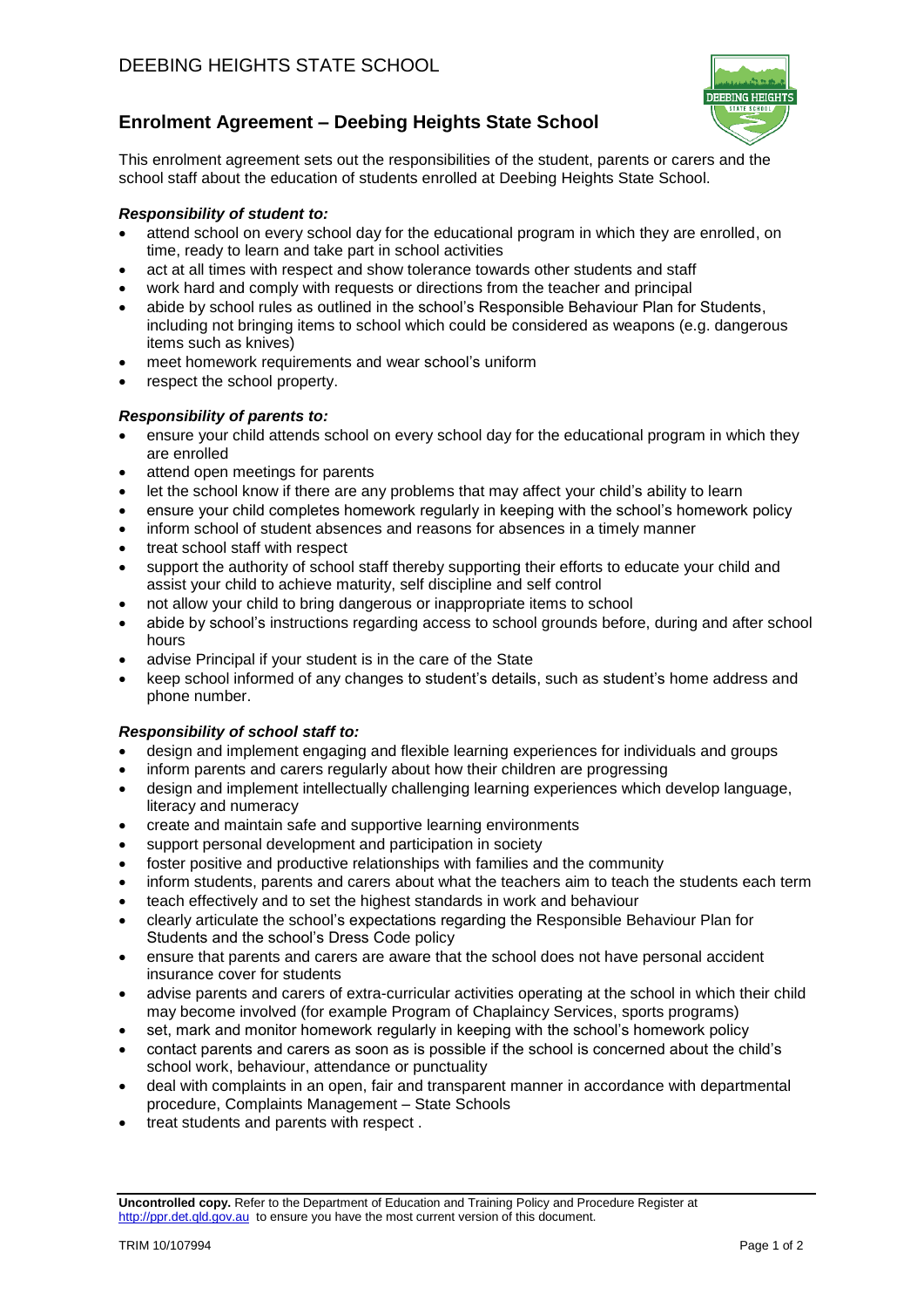# Enrolment Agreement – Deebing Heights State School

This enrolment agreement sets out the responsibilities of the student, parents or carers and the school staff about the education of students enrolled at Deebing Heights State School.

***Responsibility of student to:***

- attend school on every school day for the educational program in which they are enrolled, on time, ready to learn and take part in school activities
- act at all times with respect and show tolerance towards other students and staff
- work hard and comply with requests or directions from the teacher and principal
- abide by school rules as outlined in the school's Responsible Behaviour Plan for Students, including not bringing items to school which could be considered as weapons (e.g. dangerous items such as knives)
- meet homework requirements and wear school's uniform
- respect the school property.

***Responsibility of parents to:***

- ensure your child attends school on every school day for the educational program in which they are enrolled
- attend open meetings for parents
- let the school know if there are any problems that may affect your child's ability to learn
- ensure your child completes homework regularly in keeping with the school's homework policy
- inform school of student absences and reasons for absences in a timely manner
- treat school staff with respect
- support the authority of school staff thereby supporting their efforts to educate your child and assist your child to achieve maturity, self discipline and self control
- not allow your child to bring dangerous or inappropriate items to school
- abide by school's instructions regarding access to school grounds before, during and after school hours
- advise Principal if your student is in the care of the State
- keep school informed of any changes to student's details, such as student's home address and phone number.

***Responsibility of school staff to:***

- design and implement engaging and flexible learning experiences for individuals and groups
- inform parents and carers regularly about how their children are progressing
- design and implement intellectually challenging learning experiences which develop language, literacy and numeracy
- create and maintain safe and supportive learning environments
- support personal development and participation in society
- foster positive and productive relationships with families and the community
- inform students, parents and carers about what the teachers aim to teach the students each term
- teach effectively and to set the highest standards in work and behaviour
- clearly articulate the school's expectations regarding the Responsible Behaviour Plan for Students and the school's Dress Code policy
- ensure that parents and carers are aware that the school does not have personal accident insurance cover for students
- advise parents and carers of extra-curricular activities operating at the school in which their child may become involved (for example Program of Chaplaincy Services, sports programs)
- set, mark and monitor homework regularly in keeping with the school's homework policy
- contact parents and carers as soon as is possible if the school is concerned about the child's school work, behaviour, attendance or punctuality
- deal with complaints in an open, fair and transparent manner in accordance with departmental procedure, Complaints Management – State Schools
- treat students and parents with respect .

**Uncontrolled copy.** Refer to the Department of Education and Training Policy and Procedure Register at http://ppr.det.qld.gov.au to ensure you have the most current version of this document.

TRIM 10/107994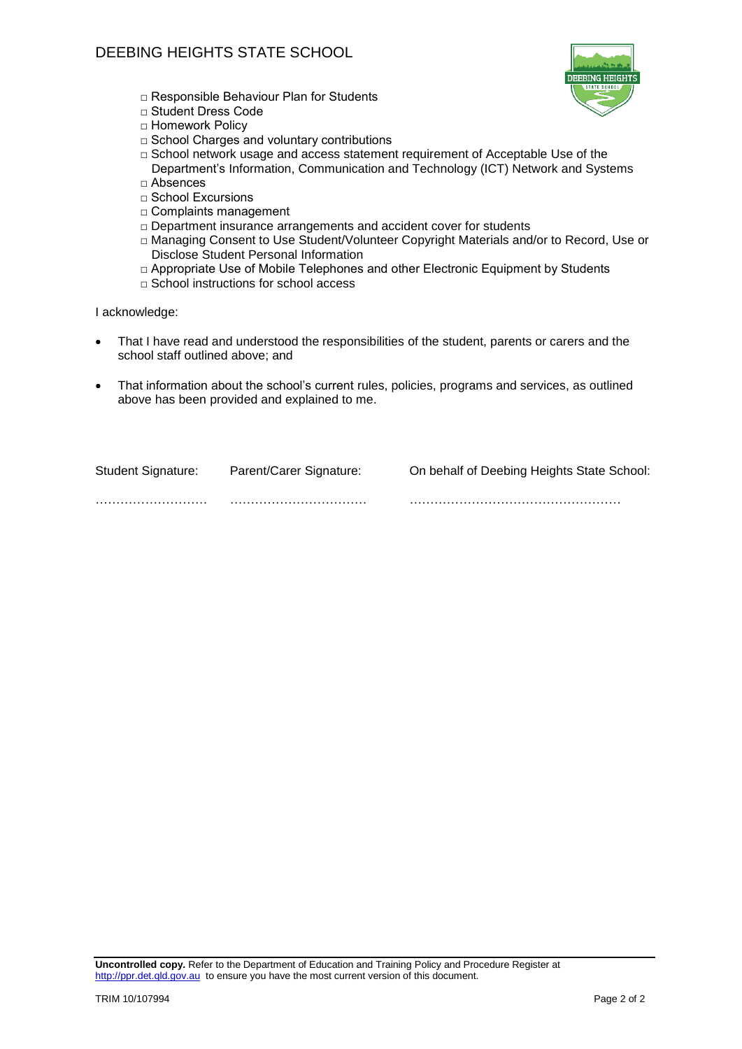- □ Responsible Behaviour Plan for Students
- □ Student Dress Code
- □ Homework Policy
- □ School Charges and voluntary contributions
- □ School network usage and access statement requirement of Acceptable Use of the Department's Information, Communication and Technology (ICT) Network and Systems
- □ Absences
- □ School Excursions
- □ Complaints management
- □ Department insurance arrangements and accident cover for students
- □ Managing Consent to Use Student/Volunteer Copyright Materials and/or to Record, Use or Disclose Student Personal Information
- □ Appropriate Use of Mobile Telephones and other Electronic Equipment by Students
- □ School instructions for school access

I acknowledge:

- That I have read and understood the responsibilities of the student, parents or carers and the school staff outlined above; and
- That information about the school's current rules, policies, programs and services, as outlined above has been provided and explained to me.

| Student Signature: | Parent/Carer Signature: | On behalf of Deebing Heights State School: |
|---|---|---|
| ……………………… | …………………………… | …………………………………………… |

**Uncontrolled copy.** Refer to the Department of Education and Training Policy and Procedure Register at http://ppr.det.qld.gov.au to ensure you have the most current version of this document.

TRIM 10/107994